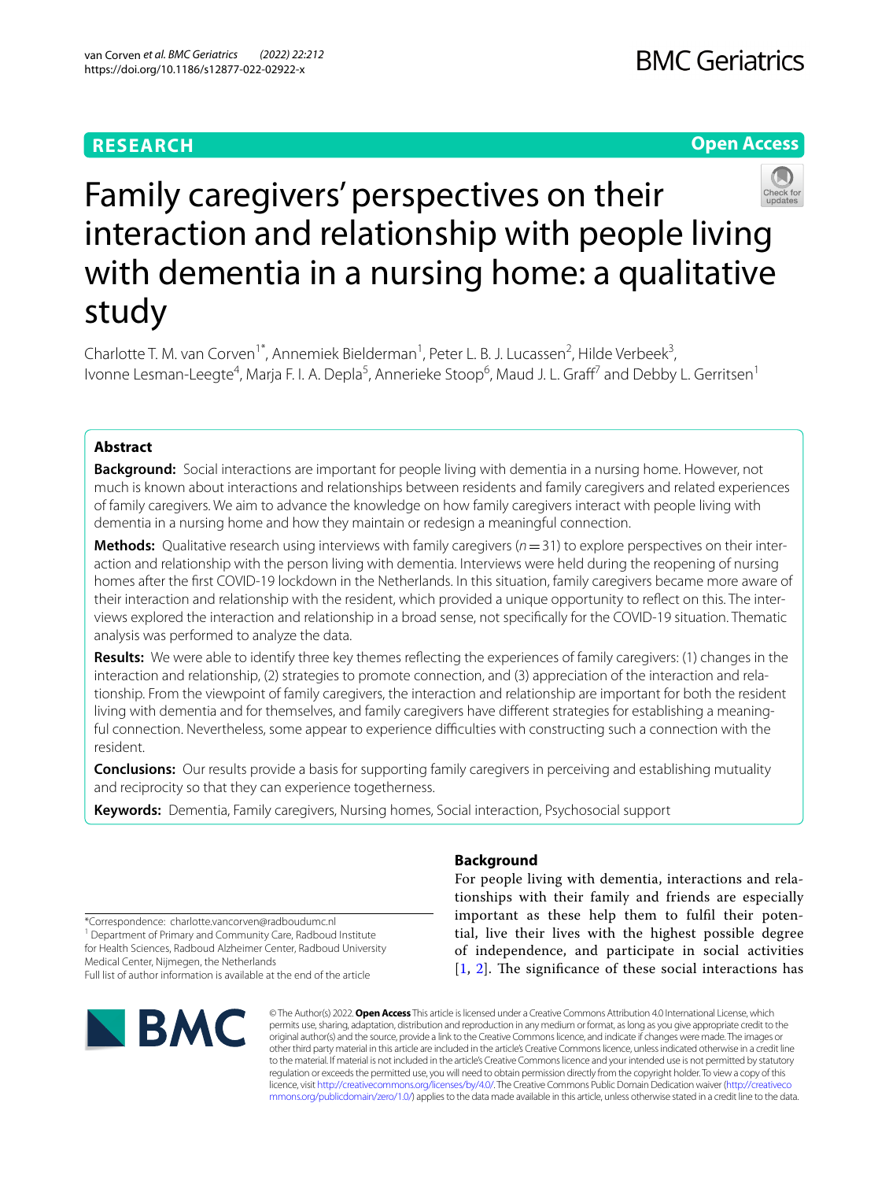RESEARCH

Open Access

# Family caregivers' perspectives on their interaction and relationship with people living with dementia in a nursing home: a qualitative study

Charlotte T. M. van Corven[1*], Annemiek Bielderman[1], Peter L. B. J. Lucassen[2], Hilde Verbeek[3], Ivonne Lesman-Leegte[4], Marja F. I. A. Depla[5], Annerieke Stoop[6], Maud J. L. Graff[7] and Debby L. Gerritsen[1]

## Abstract

**Background:** Social interactions are important for people living with dementia in a nursing home. However, not much is known about interactions and relationships between residents and family caregivers and related experiences of family caregivers. We aim to advance the knowledge on how family caregivers interact with people living with dementia in a nursing home and how they maintain or redesign a meaningful connection.

**Methods:** Qualitative research using interviews with family caregivers ($n=31$) to explore perspectives on their interaction and relationship with the person living with dementia. Interviews were held during the reopening of nursing homes after the first COVID-19 lockdown in the Netherlands. In this situation, family caregivers became more aware of their interaction and relationship with the resident, which provided a unique opportunity to reflect on this. The interviews explored the interaction and relationship in a broad sense, not specifically for the COVID-19 situation. Thematic analysis was performed to analyze the data.

**Results:** We were able to identify three key themes reflecting the experiences of family caregivers: (1) changes in the interaction and relationship, (2) strategies to promote connection, and (3) appreciation of the interaction and relationship. From the viewpoint of family caregivers, the interaction and relationship are important for both the resident living with dementia and for themselves, and family caregivers have different strategies for establishing a meaningful connection. Nevertheless, some appear to experience difficulties with constructing such a connection with the resident.

**Conclusions:** Our results provide a basis for supporting family caregivers in perceiving and establishing mutuality and reciprocity so that they can experience togetherness.

**Keywords:** Dementia, Family caregivers, Nursing homes, Social interaction, Psychosocial support

*Correspondence: charlotte.vancorven@radboudumc.nl
[1] Department of Primary and Community Care, Radboud Institute for Health Sciences, Radboud Alzheimer Center, Radboud University Medical Center, Nijmegen, the Netherlands
Full list of author information is available at the end of the article

## Background

For people living with dementia, interactions and relationships with their family and friends are especially important as these help them to fulfil their potential, live their lives with the highest possible degree of independence, and participate in social activities [1, 2]. The significance of these social interactions has

© The Author(s) 2022. **Open Access** This article is licensed under a Creative Commons Attribution 4.0 International License, which permits use, sharing, adaptation, distribution and reproduction in any medium or format, as long as you give appropriate credit to the original author(s) and the source, provide a link to the Creative Commons licence, and indicate if changes were made. The images or other third party material in this article are included in the article's Creative Commons licence, unless indicated otherwise in a credit line to the material. If material is not included in the article's Creative Commons licence and your intended use is not permitted by statutory regulation or exceeds the permitted use, you will need to obtain permission directly from the copyright holder. To view a copy of this licence, visit http://creativecommons.org/licenses/by/4.0/. The Creative Commons Public Domain Dedication waiver (http://creativecommons.org/publicdomain/zero/1.0/) applies to the data made available in this article, unless otherwise stated in a credit line to the data.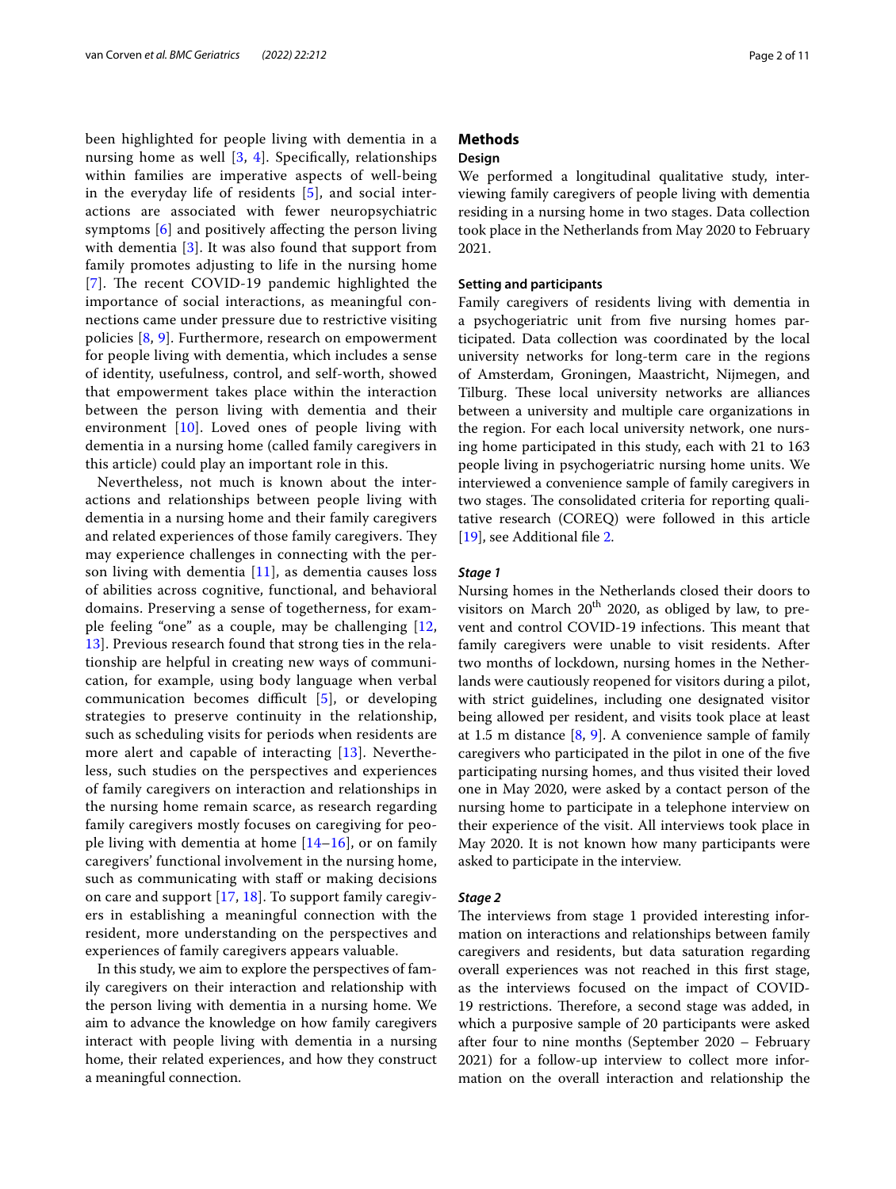been highlighted for people living with dementia in a nursing home as well [3, 4]. Specifically, relationships within families are imperative aspects of well-being in the everyday life of residents [5], and social interactions are associated with fewer neuropsychiatric symptoms [6] and positively affecting the person living with dementia [3]. It was also found that support from family promotes adjusting to life in the nursing home [7]. The recent COVID-19 pandemic highlighted the importance of social interactions, as meaningful connections came under pressure due to restrictive visiting policies [8, 9]. Furthermore, research on empowerment for people living with dementia, which includes a sense of identity, usefulness, control, and self-worth, showed that empowerment takes place within the interaction between the person living with dementia and their environment [10]. Loved ones of people living with dementia in a nursing home (called family caregivers in this article) could play an important role in this.

Nevertheless, not much is known about the interactions and relationships between people living with dementia in a nursing home and their family caregivers and related experiences of those family caregivers. They may experience challenges in connecting with the person living with dementia [11], as dementia causes loss of abilities across cognitive, functional, and behavioral domains. Preserving a sense of togetherness, for example feeling "one" as a couple, may be challenging [12, 13]. Previous research found that strong ties in the relationship are helpful in creating new ways of communication, for example, using body language when verbal communication becomes difficult [5], or developing strategies to preserve continuity in the relationship, such as scheduling visits for periods when residents are more alert and capable of interacting [13]. Nevertheless, such studies on the perspectives and experiences of family caregivers on interaction and relationships in the nursing home remain scarce, as research regarding family caregivers mostly focuses on caregiving for people living with dementia at home [14–16], or on family caregivers' functional involvement in the nursing home, such as communicating with staff or making decisions on care and support [17, 18]. To support family caregivers in establishing a meaningful connection with the resident, more understanding on the perspectives and experiences of family caregivers appears valuable.

In this study, we aim to explore the perspectives of family caregivers on their interaction and relationship with the person living with dementia in a nursing home. We aim to advance the knowledge on how family caregivers interact with people living with dementia in a nursing home, their related experiences, and how they construct a meaningful connection.

## Methods

### Design

We performed a longitudinal qualitative study, interviewing family caregivers of people living with dementia residing in a nursing home in two stages. Data collection took place in the Netherlands from May 2020 to February 2021.

### Setting and participants

Family caregivers of residents living with dementia in a psychogeriatric unit from five nursing homes participated. Data collection was coordinated by the local university networks for long-term care in the regions of Amsterdam, Groningen, Maastricht, Nijmegen, and Tilburg. These local university networks are alliances between a university and multiple care organizations in the region. For each local university network, one nursing home participated in this study, each with 21 to 163 people living in psychogeriatric nursing home units. We interviewed a convenience sample of family caregivers in two stages. The consolidated criteria for reporting qualitative research (COREQ) were followed in this article [19], see Additional file 2.

#### *Stage 1*

Nursing homes in the Netherlands closed their doors to visitors on March 20th 2020, as obliged by law, to prevent and control COVID-19 infections. This meant that family caregivers were unable to visit residents. After two months of lockdown, nursing homes in the Netherlands were cautiously reopened for visitors during a pilot, with strict guidelines, including one designated visitor being allowed per resident, and visits took place at least at 1.5 m distance [8, 9]. A convenience sample of family caregivers who participated in the pilot in one of the five participating nursing homes, and thus visited their loved one in May 2020, were asked by a contact person of the nursing home to participate in a telephone interview on their experience of the visit. All interviews took place in May 2020. It is not known how many participants were asked to participate in the interview.

#### *Stage 2*

The interviews from stage 1 provided interesting information on interactions and relationships between family caregivers and residents, but data saturation regarding overall experiences was not reached in this first stage, as the interviews focused on the impact of COVID-19 restrictions. Therefore, a second stage was added, in which a purposive sample of 20 participants were asked after four to nine months (September 2020 – February 2021) for a follow-up interview to collect more information on the overall interaction and relationship the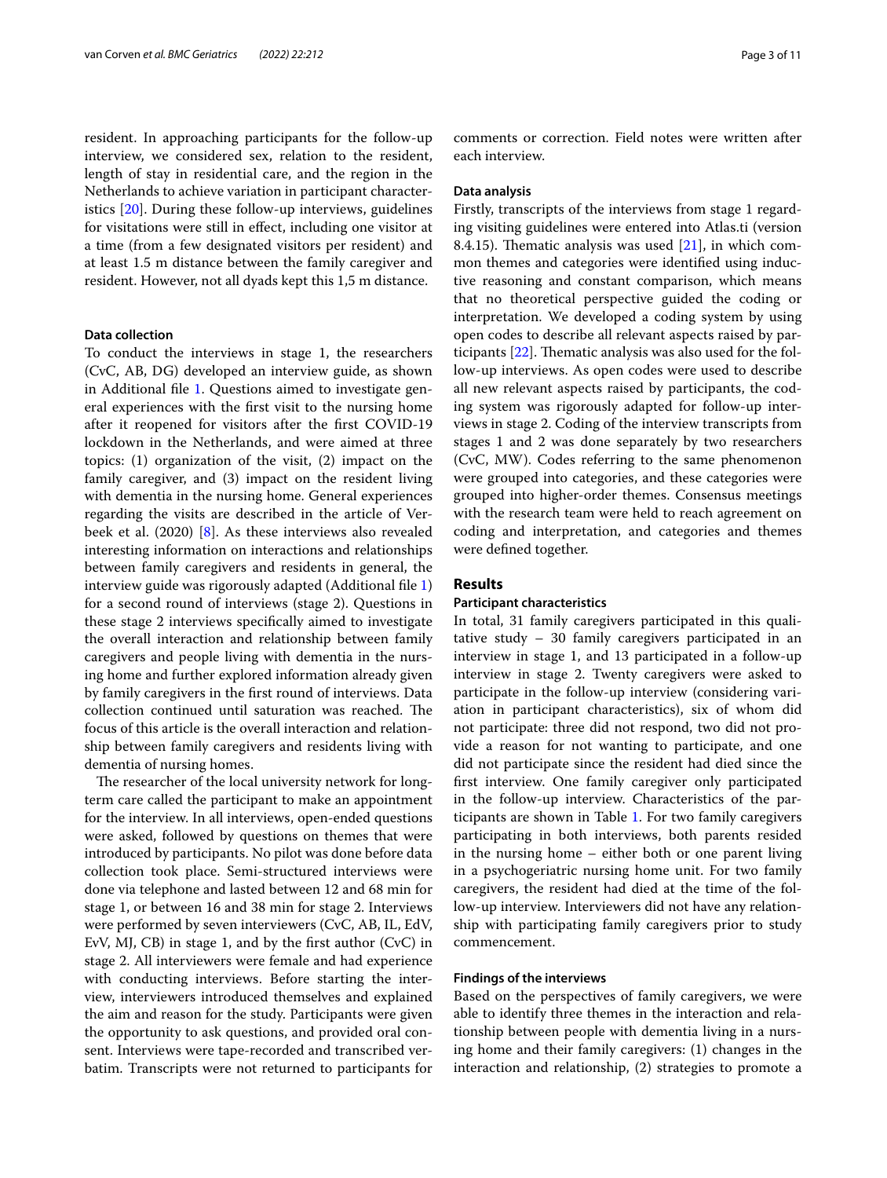resident. In approaching participants for the follow-up interview, we considered sex, relation to the resident, length of stay in residential care, and the region in the Netherlands to achieve variation in participant characteristics [20]. During these follow-up interviews, guidelines for visitations were still in effect, including one visitor at a time (from a few designated visitors per resident) and at least 1.5 m distance between the family caregiver and resident. However, not all dyads kept this 1,5 m distance.

### Data collection

To conduct the interviews in stage 1, the researchers (CvC, AB, DG) developed an interview guide, as shown in Additional file 1. Questions aimed to investigate general experiences with the first visit to the nursing home after it reopened for visitors after the first COVID-19 lockdown in the Netherlands, and were aimed at three topics: (1) organization of the visit, (2) impact on the family caregiver, and (3) impact on the resident living with dementia in the nursing home. General experiences regarding the visits are described in the article of Verbeek et al. (2020) [8]. As these interviews also revealed interesting information on interactions and relationships between family caregivers and residents in general, the interview guide was rigorously adapted (Additional file 1) for a second round of interviews (stage 2). Questions in these stage 2 interviews specifically aimed to investigate the overall interaction and relationship between family caregivers and people living with dementia in the nursing home and further explored information already given by family caregivers in the first round of interviews. Data collection continued until saturation was reached. The focus of this article is the overall interaction and relationship between family caregivers and residents living with dementia of nursing homes.

The researcher of the local university network for long-term care called the participant to make an appointment for the interview. In all interviews, open-ended questions were asked, followed by questions on themes that were introduced by participants. No pilot was done before data collection took place. Semi-structured interviews were done via telephone and lasted between 12 and 68 min for stage 1, or between 16 and 38 min for stage 2. Interviews were performed by seven interviewers (CvC, AB, IL, EdV, EvV, MJ, CB) in stage 1, and by the first author (CvC) in stage 2. All interviewers were female and had experience with conducting interviews. Before starting the interview, interviewers introduced themselves and explained the aim and reason for the study. Participants were given the opportunity to ask questions, and provided oral consent. Interviews were tape-recorded and transcribed verbatim. Transcripts were not returned to participants for comments or correction. Field notes were written after each interview.

### Data analysis

Firstly, transcripts of the interviews from stage 1 regarding visiting guidelines were entered into Atlas.ti (version 8.4.15). Thematic analysis was used [21], in which common themes and categories were identified using inductive reasoning and constant comparison, which means that no theoretical perspective guided the coding or interpretation. We developed a coding system by using open codes to describe all relevant aspects raised by participants [22]. Thematic analysis was also used for the follow-up interviews. As open codes were used to describe all new relevant aspects raised by participants, the coding system was rigorously adapted for follow-up interviews in stage 2. Coding of the interview transcripts from stages 1 and 2 was done separately by two researchers (CvC, MW). Codes referring to the same phenomenon were grouped into categories, and these categories were grouped into higher-order themes. Consensus meetings with the research team were held to reach agreement on coding and interpretation, and categories and themes were defined together.

## Results

### Participant characteristics

In total, 31 family caregivers participated in this qualitative study – 30 family caregivers participated in an interview in stage 1, and 13 participated in a follow-up interview in stage 2. Twenty caregivers were asked to participate in the follow-up interview (considering variation in participant characteristics), six of whom did not participate: three did not respond, two did not provide a reason for not wanting to participate, and one did not participate since the resident had died since the first interview. One family caregiver only participated in the follow-up interview. Characteristics of the participants are shown in Table 1. For two family caregivers participating in both interviews, both parents resided in the nursing home – either both or one parent living in a psychogeriatric nursing home unit. For two family caregivers, the resident had died at the time of the follow-up interview. Interviewers did not have any relationship with participating family caregivers prior to study commencement.

### Findings of the interviews

Based on the perspectives of family caregivers, we were able to identify three themes in the interaction and relationship between people with dementia living in a nursing home and their family caregivers: (1) changes in the interaction and relationship, (2) strategies to promote a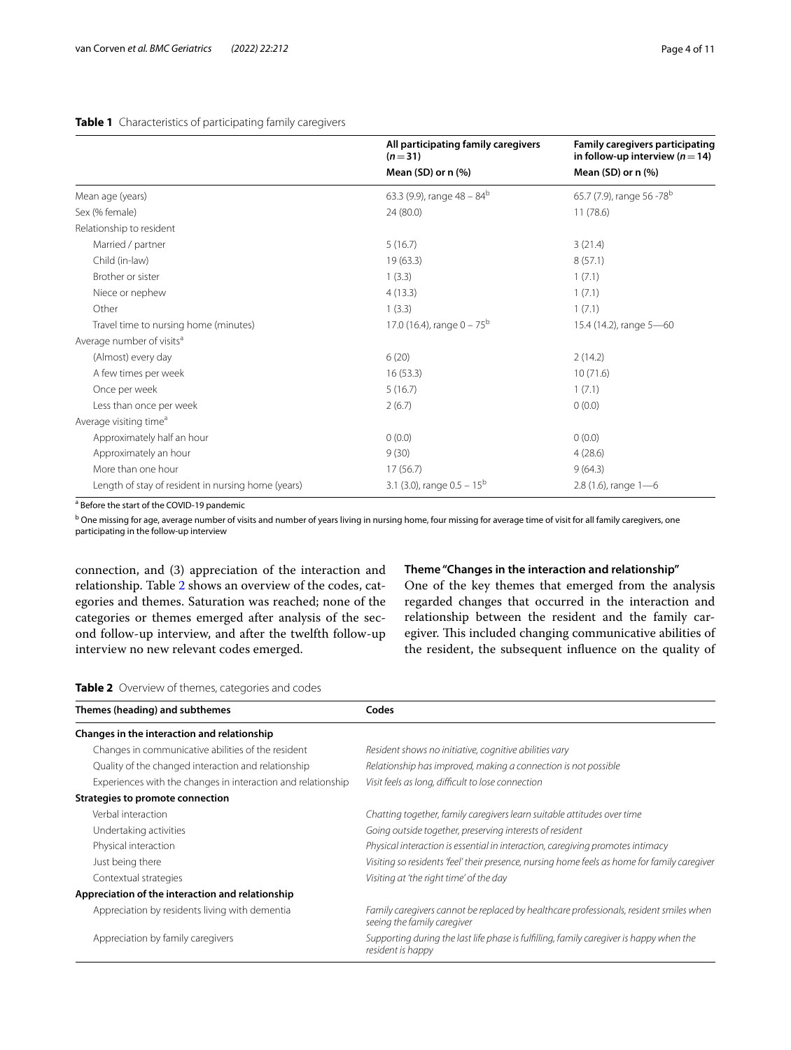**Table 1** Characteristics of participating family caregivers

| | All participating family caregivers ($n = 31$) Mean (SD) or n (%) | Family caregivers participating in follow-up interview ($n = 14$) Mean (SD) or n (%) |
|---|---|---|
| Mean age (years) | 63.3 (9.9), range 48 – 84[b] | 65.7 (7.9), range 56 -78[b] |
| Sex (% female) | 24 (80.0) | 11 (78.6) |
| Relationship to resident | | |
| Married / partner | 5 (16.7) | 3 (21.4) |
| Child (in-law) | 19 (63.3) | 8 (57.1) |
| Brother or sister | 1 (3.3) | 1 (7.1) |
| Niece or nephew | 4 (13.3) | 1 (7.1) |
| Other | 1 (3.3) | 1 (7.1) |
| Travel time to nursing home (minutes) | 17.0 (16.4), range 0 – 75[b] | 15.4 (14.2), range 5—60 |
| Average number of visits[a] | | |
| (Almost) every day | 6 (20) | 2 (14.2) |
| A few times per week | 16 (53.3) | 10 (71.6) |
| Once per week | 5 (16.7) | 1 (7.1) |
| Less than once per week | 2 (6.7) | 0 (0.0) |
| Average visiting time[a] | | |
| Approximately half an hour | 0 (0.0) | 0 (0.0) |
| Approximately an hour | 9 (30) | 4 (28.6) |
| More than one hour | 17 (56.7) | 9 (64.3) |
| Length of stay of resident in nursing home (years) | 3.1 (3.0), range 0.5 – 15[b] | 2.8 (1.6), range 1—6 |

[a] Before the start of the COVID-19 pandemic

[b] One missing for age, average number of visits and number of years living in nursing home, four missing for average time of visit for all family caregivers, one participating in the follow-up interview

connection, and (3) appreciation of the interaction and relationship. Table 2 shows an overview of the codes, categories and themes. Saturation was reached; none of the categories or themes emerged after analysis of the second follow-up interview, and after the twelfth follow-up interview no new relevant codes emerged.

### Theme "Changes in the interaction and relationship"

One of the key themes that emerged from the analysis regarded changes that occurred in the interaction and relationship between the resident and the family caregiver. This included changing communicative abilities of the resident, the subsequent influence on the quality of

**Table 2** Overview of themes, categories and codes

| Themes (heading) and subthemes | Codes |
|---|---|
| **Changes in the interaction and relationship** | |
| Changes in communicative abilities of the resident | *Resident shows no initiative, cognitive abilities vary* |
| Quality of the changed interaction and relationship | *Relationship has improved, making a connection is not possible* |
| Experiences with the changes in interaction and relationship | *Visit feels as long, difficult to lose connection* |
| **Strategies to promote connection** | |
| Verbal interaction | *Chatting together, family caregivers learn suitable attitudes over time* |
| Undertaking activities | *Going outside together, preserving interests of resident* |
| Physical interaction | *Physical interaction is essential in interaction, caregiving promotes intimacy* |
| Just being there | *Visiting so residents 'feel' their presence, nursing home feels as home for family caregiver* |
| Contextual strategies | *Visiting at 'the right time' of the day* |
| **Appreciation of the interaction and relationship** | |
| Appreciation by residents living with dementia | *Family caregivers cannot be replaced by healthcare professionals, resident smiles when seeing the family caregiver* |
| Appreciation by family caregivers | *Supporting during the last life phase is fulfilling, family caregiver is happy when the resident is happy* |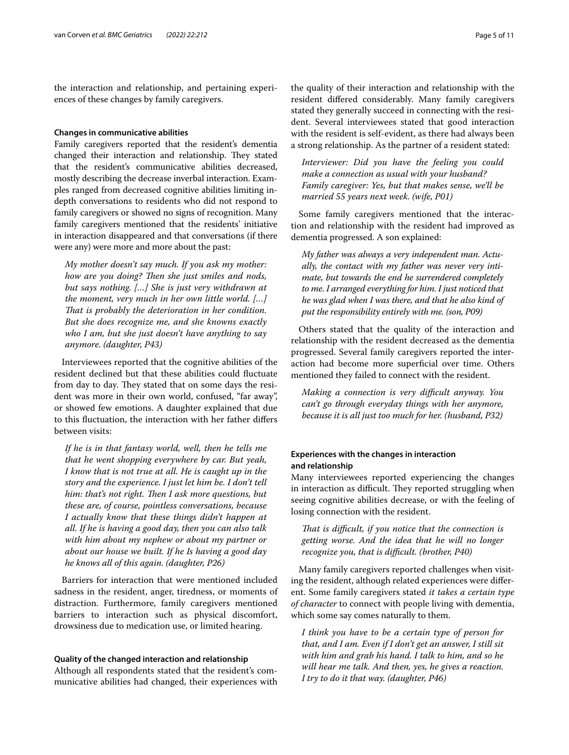the interaction and relationship, and pertaining experiences of these changes by family caregivers.

### Changes in communicative abilities

Family caregivers reported that the resident's dementia changed their interaction and relationship. They stated that the resident's communicative abilities decreased, mostly describing the decrease inverbal interaction. Examples ranged from decreased cognitive abilities limiting in-depth conversations to residents who did not respond to family caregivers or showed no signs of recognition. Many family caregivers mentioned that the residents' initiative in interaction disappeared and that conversations (if there were any) were more and more about the past:

> *My mother doesn't say much. If you ask my mother: how are you doing? Then she just smiles and nods, but says nothing. […] She is just very withdrawn at the moment, very much in her own little world. […] That is probably the deterioration in her condition. But she does recognize me, and she knowns exactly who I am, but she just doesn't have anything to say anymore. (daughter, P43)*

Interviewees reported that the cognitive abilities of the resident declined but that these abilities could fluctuate from day to day. They stated that on some days the resident was more in their own world, confused, "far away", or showed few emotions. A daughter explained that due to this fluctuation, the interaction with her father differs between visits:

> *If he is in that fantasy world, well, then he tells me that he went shopping everywhere by car. But yeah, I know that is not true at all. He is caught up in the story and the experience. I just let him be. I don't tell him: that's not right. Then I ask more questions, but these are, of course, pointless conversations, because I actually know that these things didn't happen at all. If he is having a good day, then you can also talk with him about my nephew or about my partner or about our house we built. If he Is having a good day he knows all of this again. (daughter, P26)*

Barriers for interaction that were mentioned included sadness in the resident, anger, tiredness, or moments of distraction. Furthermore, family caregivers mentioned barriers to interaction such as physical discomfort, drowsiness due to medication use, or limited hearing.

### Quality of the changed interaction and relationship

Although all respondents stated that the resident's communicative abilities had changed, their experiences with the quality of their interaction and relationship with the resident differed considerably. Many family caregivers stated they generally succeed in connecting with the resident. Several interviewees stated that good interaction with the resident is self-evident, as there had always been a strong relationship. As the partner of a resident stated:

> *Interviewer: Did you have the feeling you could make a connection as usual with your husband?*
> *Family caregiver: Yes, but that makes sense, we'll be married 55 years next week. (wife, P01)*

Some family caregivers mentioned that the interaction and relationship with the resident had improved as dementia progressed. A son explained:

> *My father was always a very independent man. Actually, the contact with my father was never very intimate, but towards the end he surrendered completely to me. I arranged everything for him. I just noticed that he was glad when I was there, and that he also kind of put the responsibility entirely with me. (son, P09)*

Others stated that the quality of the interaction and relationship with the resident decreased as the dementia progressed. Several family caregivers reported the interaction had become more superficial over time. Others mentioned they failed to connect with the resident.

> *Making a connection is very difficult anyway. You can't go through everyday things with her anymore, because it is all just too much for her. (husband, P32)*

### Experiences with the changes in interaction and relationship

Many interviewees reported experiencing the changes in interaction as difficult. They reported struggling when seeing cognitive abilities decrease, or with the feeling of losing connection with the resident.

> *That is difficult, if you notice that the connection is getting worse. And the idea that he will no longer recognize you, that is difficult. (brother, P40)*

Many family caregivers reported challenges when visiting the resident, although related experiences were different. Some family caregivers stated *it takes a certain type of character* to connect with people living with dementia, which some say comes naturally to them.

> *I think you have to be a certain type of person for that, and I am. Even if I don't get an answer, I still sit with him and grab his hand. I talk to him, and so he will hear me talk. And then, yes, he gives a reaction. I try to do it that way. (daughter, P46)*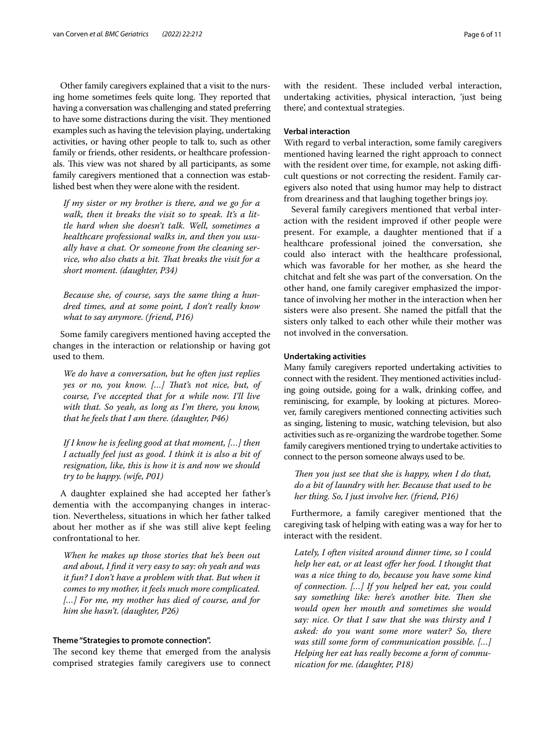Other family caregivers explained that a visit to the nursing home sometimes feels quite long. They reported that having a conversation was challenging and stated preferring to have some distractions during the visit. They mentioned examples such as having the television playing, undertaking activities, or having other people to talk to, such as other family or friends, other residents, or healthcare professionals. This view was not shared by all participants, as some family caregivers mentioned that a connection was established best when they were alone with the resident.

> *If my sister or my brother is there, and we go for a walk, then it breaks the visit so to speak. It's a little hard when she doesn't talk. Well, sometimes a healthcare professional walks in, and then you usually have a chat. Or someone from the cleaning service, who also chats a bit. That breaks the visit for a short moment. (daughter, P34)*

> *Because she, of course, says the same thing a hundred times, and at some point, I don't really know what to say anymore. (friend, P16)*

Some family caregivers mentioned having accepted the changes in the interaction or relationship or having got used to them.

> *We do have a conversation, but he often just replies yes or no, you know. [...] That's not nice, but, of course, I've accepted that for a while now. I'll live with that. So yeah, as long as I'm there, you know, that he feels that I am there. (daughter, P46)*

> *If I know he is feeling good at that moment, [...] then I actually feel just as good. I think it is also a bit of resignation, like, this is how it is and now we should try to be happy. (wife, P01)*

A daughter explained she had accepted her father's dementia with the accompanying changes in interaction. Nevertheless, situations in which her father talked about her mother as if she was still alive kept feeling confrontational to her.

> *When he makes up those stories that he's been out and about, I find it very easy to say: oh yeah and was it fun? I don't have a problem with that. But when it comes to my mother, it feels much more complicated. [...] For me, my mother has died of course, and for him she hasn't. (daughter, P26)*

### Theme "Strategies to promote connection".

The second key theme that emerged from the analysis comprised strategies family caregivers use to connect with the resident. These included verbal interaction, undertaking activities, physical interaction, 'just being there', and contextual strategies.

#### Verbal interaction

With regard to verbal interaction, some family caregivers mentioned having learned the right approach to connect with the resident over time, for example, not asking difficult questions or not correcting the resident. Family caregivers also noted that using humor may help to distract from dreariness and that laughing together brings joy.

Several family caregivers mentioned that verbal interaction with the resident improved if other people were present. For example, a daughter mentioned that if a healthcare professional joined the conversation, she could also interact with the healthcare professional, which was favorable for her mother, as she heard the chitchat and felt she was part of the conversation. On the other hand, one family caregiver emphasized the importance of involving her mother in the interaction when her sisters were also present. She named the pitfall that the sisters only talked to each other while their mother was not involved in the conversation.

#### Undertaking activities

Many family caregivers reported undertaking activities to connect with the resident. They mentioned activities including going outside, going for a walk, drinking coffee, and reminiscing, for example, by looking at pictures. Moreover, family caregivers mentioned connecting activities such as singing, listening to music, watching television, but also activities such as re-organizing the wardrobe together. Some family caregivers mentioned trying to undertake activities to connect to the person someone always used to be.

> *Then you just see that she is happy, when I do that, do a bit of laundry with her. Because that used to be her thing. So, I just involve her. (friend, P16)*

Furthermore, a family caregiver mentioned that the caregiving task of helping with eating was a way for her to interact with the resident.

> *Lately, I often visited around dinner time, so I could help her eat, or at least offer her food. I thought that was a nice thing to do, because you have some kind of connection. [...] If you helped her eat, you could say something like: here's another bite. Then she would open her mouth and sometimes she would say: nice. Or that I saw that she was thirsty and I asked: do you want some more water? So, there was still some form of communication possible. [...] Helping her eat has really become a form of communication for me. (daughter, P18)*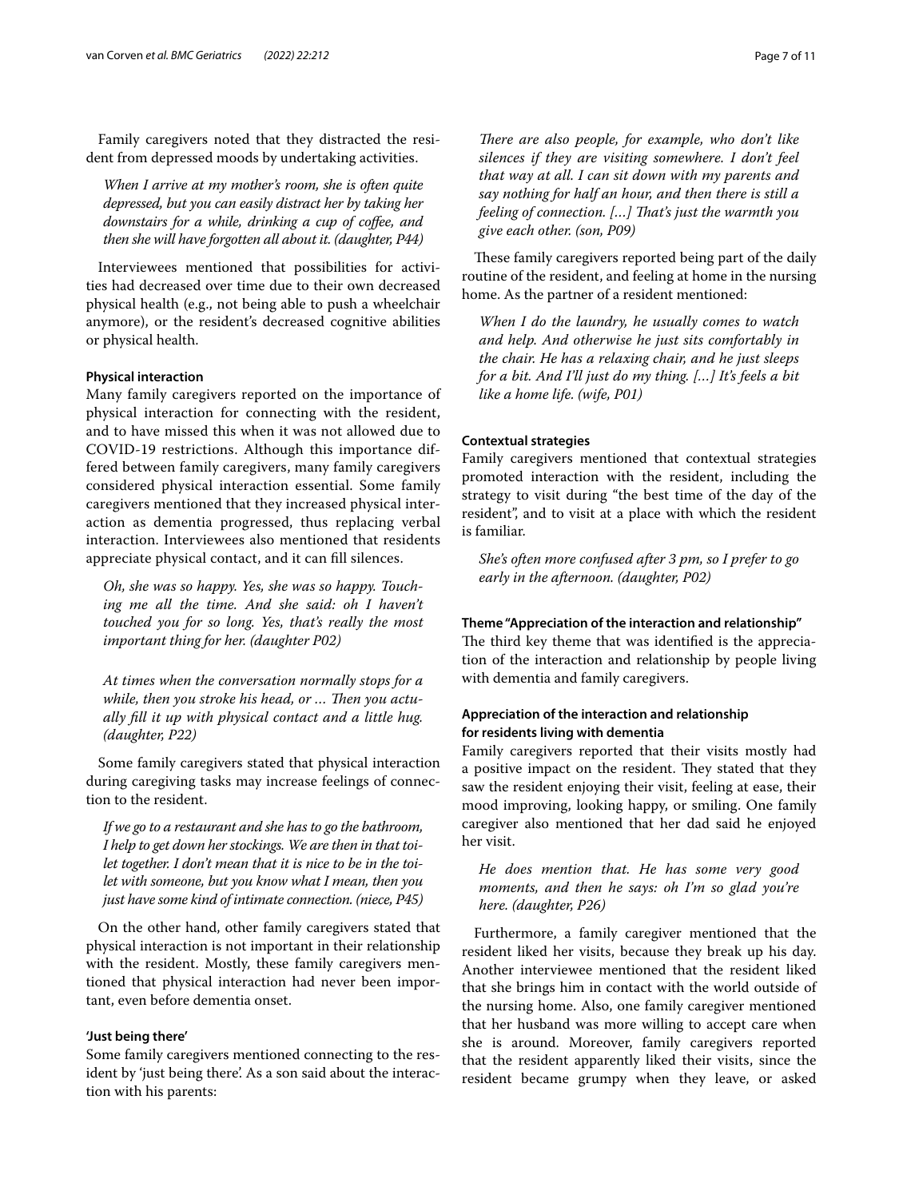Family caregivers noted that they distracted the resident from depressed moods by undertaking activities.

> *When I arrive at my mother's room, she is often quite depressed, but you can easily distract her by taking her downstairs for a while, drinking a cup of coffee, and then she will have forgotten all about it. (daughter, P44)*

Interviewees mentioned that possibilities for activities had decreased over time due to their own decreased physical health (e.g., not being able to push a wheelchair anymore), or the resident's decreased cognitive abilities or physical health.

#### Physical interaction

Many family caregivers reported on the importance of physical interaction for connecting with the resident, and to have missed this when it was not allowed due to COVID-19 restrictions. Although this importance differed between family caregivers, many family caregivers considered physical interaction essential. Some family caregivers mentioned that they increased physical interaction as dementia progressed, thus replacing verbal interaction. Interviewees also mentioned that residents appreciate physical contact, and it can fill silences.

> *Oh, she was so happy. Yes, she was so happy. Touching me all the time. And she said: oh I haven't touched you for so long. Yes, that's really the most important thing for her. (daughter P02)*

> *At times when the conversation normally stops for a while, then you stroke his head, or ... Then you actually fill it up with physical contact and a little hug. (daughter, P22)*

Some family caregivers stated that physical interaction during caregiving tasks may increase feelings of connection to the resident.

> *If we go to a restaurant and she has to go the bathroom, I help to get down her stockings. We are then in that toilet together. I don't mean that it is nice to be in the toilet with someone, but you know what I mean, then you just have some kind of intimate connection. (niece, P45)*

On the other hand, other family caregivers stated that physical interaction is not important in their relationship with the resident. Mostly, these family caregivers mentioned that physical interaction had never been important, even before dementia onset.

#### 'Just being there'

Some family caregivers mentioned connecting to the resident by 'just being there'. As a son said about the interaction with his parents:

> *There are also people, for example, who don't like silences if they are visiting somewhere. I don't feel that way at all. I can sit down with my parents and say nothing for half an hour, and then there is still a feeling of connection. [...] That's just the warmth you give each other. (son, P09)*

These family caregivers reported being part of the daily routine of the resident, and feeling at home in the nursing home. As the partner of a resident mentioned:

> *When I do the laundry, he usually comes to watch and help. And otherwise he just sits comfortably in the chair. He has a relaxing chair, and he just sleeps for a bit. And I'll just do my thing. [...] It's feels a bit like a home life. (wife, P01)*

#### Contextual strategies

Family caregivers mentioned that contextual strategies promoted interaction with the resident, including the strategy to visit during "the best time of the day of the resident", and to visit at a place with which the resident is familiar.

> *She's often more confused after 3 pm, so I prefer to go early in the afternoon. (daughter, P02)*

### Theme "Appreciation of the interaction and relationship"

The third key theme that was identified is the appreciation of the interaction and relationship by people living with dementia and family caregivers.

#### Appreciation of the interaction and relationship for residents living with dementia

Family caregivers reported that their visits mostly had a positive impact on the resident. They stated that they saw the resident enjoying their visit, feeling at ease, their mood improving, looking happy, or smiling. One family caregiver also mentioned that her dad said he enjoyed her visit.

> *He does mention that. He has some very good moments, and then he says: oh I'm so glad you're here. (daughter, P26)*

Furthermore, a family caregiver mentioned that the resident liked her visits, because they break up his day. Another interviewee mentioned that the resident liked that she brings him in contact with the world outside of the nursing home. Also, one family caregiver mentioned that her husband was more willing to accept care when she is around. Moreover, family caregivers reported that the resident apparently liked their visits, since the resident became grumpy when they leave, or asked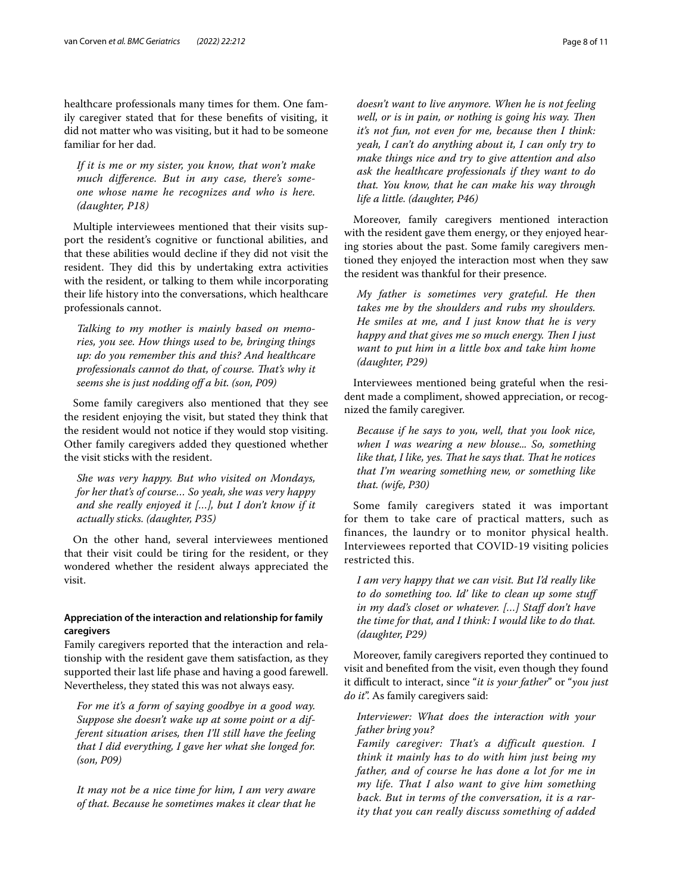healthcare professionals many times for them. One family caregiver stated that for these benefits of visiting, it did not matter who was visiting, but it had to be someone familiar for her dad.

> *If it is me or my sister, you know, that won't make much difference. But in any case, there's someone whose name he recognizes and who is here. (daughter, P18)*

Multiple interviewees mentioned that their visits support the resident's cognitive or functional abilities, and that these abilities would decline if they did not visit the resident. They did this by undertaking extra activities with the resident, or talking to them while incorporating their life history into the conversations, which healthcare professionals cannot.

> *Talking to my mother is mainly based on memories, you see. How things used to be, bringing things up: do you remember this and this? And healthcare professionals cannot do that, of course. That's why it seems she is just nodding off a bit. (son, P09)*

Some family caregivers also mentioned that they see the resident enjoying the visit, but stated they think that the resident would not notice if they would stop visiting. Other family caregivers added they questioned whether the visit sticks with the resident.

> *She was very happy. But who visited on Mondays, for her that's of course… So yeah, she was very happy and she really enjoyed it […], but I don't know if it actually sticks. (daughter, P35)*

On the other hand, several interviewees mentioned that their visit could be tiring for the resident, or they wondered whether the resident always appreciated the visit.

#### Appreciation of the interaction and relationship for family caregivers

Family caregivers reported that the interaction and relationship with the resident gave them satisfaction, as they supported their last life phase and having a good farewell. Nevertheless, they stated this was not always easy.

> *For me it's a form of saying goodbye in a good way. Suppose she doesn't wake up at some point or a different situation arises, then I'll still have the feeling that I did everything, I gave her what she longed for. (son, P09)*

> *It may not be a nice time for him, I am very aware of that. Because he sometimes makes it clear that he doesn't want to live anymore. When he is not feeling well, or is in pain, or nothing is going his way. Then it's not fun, not even for me, because then I think: yeah, I can't do anything about it, I can only try to make things nice and try to give attention and also ask the healthcare professionals if they want to do that. You know, that he can make his way through life a little. (daughter, P46)*

Moreover, family caregivers mentioned interaction with the resident gave them energy, or they enjoyed hearing stories about the past. Some family caregivers mentioned they enjoyed the interaction most when they saw the resident was thankful for their presence.

> *My father is sometimes very grateful. He then takes me by the shoulders and rubs my shoulders. He smiles at me, and I just know that he is very happy and that gives me so much energy. Then I just want to put him in a little box and take him home (daughter, P29)*

Interviewees mentioned being grateful when the resident made a compliment, showed appreciation, or recognized the family caregiver.

> *Because if he says to you, well, that you look nice, when I was wearing a new blouse... So, something like that, I like, yes. That he says that. That he notices that I'm wearing something new, or something like that. (wife, P30)*

Some family caregivers stated it was important for them to take care of practical matters, such as finances, the laundry or to monitor physical health. Interviewees reported that COVID-19 visiting policies restricted this.

> *I am very happy that we can visit. But I'd really like to do something too. Id' like to clean up some stuff in my dad's closet or whatever. […] Staff don't have the time for that, and I think: I would like to do that. (daughter, P29)*

Moreover, family caregivers reported they continued to visit and benefited from the visit, even though they found it difficult to interact, since "*it is your father*" or "*you just do it*". As family caregivers said:

> *Interviewer: What does the interaction with your father bring you?*
> *Family caregiver: That's a difficult question. I think it mainly has to do with him just being my father, and of course he has done a lot for me in my life. That I also want to give him something back. But in terms of the conversation, it is a rarity that you can really discuss something of added*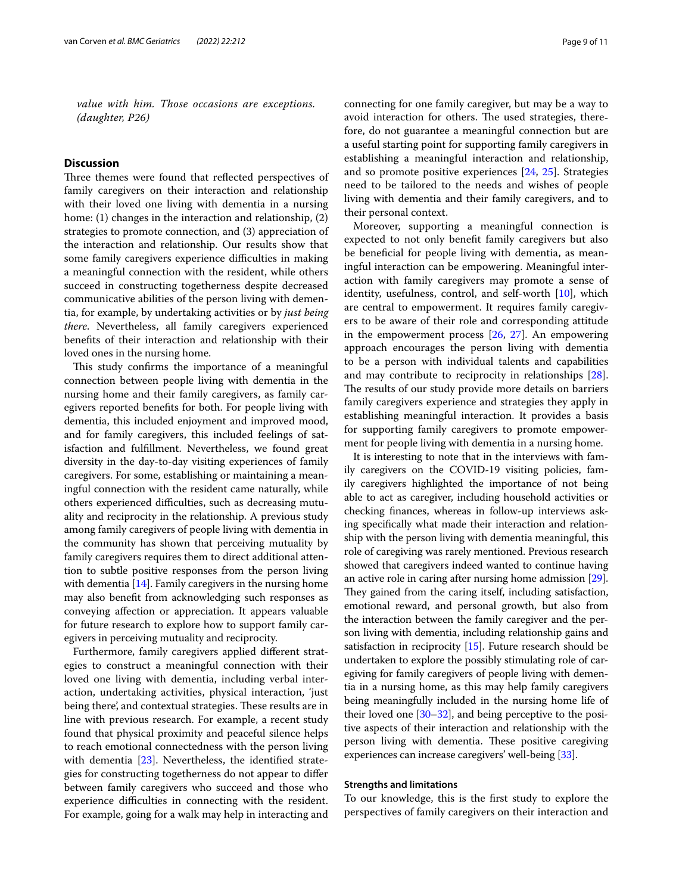*value with him. Those occasions are exceptions. (daughter, P26)*

## Discussion

Three themes were found that reflected perspectives of family caregivers on their interaction and relationship with their loved one living with dementia in a nursing home: (1) changes in the interaction and relationship, (2) strategies to promote connection, and (3) appreciation of the interaction and relationship. Our results show that some family caregivers experience difficulties in making a meaningful connection with the resident, while others succeed in constructing togetherness despite decreased communicative abilities of the person living with dementia, for example, by undertaking activities or by *just being there*. Nevertheless, all family caregivers experienced benefits of their interaction and relationship with their loved ones in the nursing home.

This study confirms the importance of a meaningful connection between people living with dementia in the nursing home and their family caregivers, as family caregivers reported benefits for both. For people living with dementia, this included enjoyment and improved mood, and for family caregivers, this included feelings of satisfaction and fulfillment. Nevertheless, we found great diversity in the day-to-day visiting experiences of family caregivers. For some, establishing or maintaining a meaningful connection with the resident came naturally, while others experienced difficulties, such as decreasing mutuality and reciprocity in the relationship. A previous study among family caregivers of people living with dementia in the community has shown that perceiving mutuality by family caregivers requires them to direct additional attention to subtle positive responses from the person living with dementia [14]. Family caregivers in the nursing home may also benefit from acknowledging such responses as conveying affection or appreciation. It appears valuable for future research to explore how to support family caregivers in perceiving mutuality and reciprocity.

Furthermore, family caregivers applied different strategies to construct a meaningful connection with their loved one living with dementia, including verbal interaction, undertaking activities, physical interaction, 'just being there', and contextual strategies. These results are in line with previous research. For example, a recent study found that physical proximity and peaceful silence helps to reach emotional connectedness with the person living with dementia [23]. Nevertheless, the identified strategies for constructing togetherness do not appear to differ between family caregivers who succeed and those who experience difficulties in connecting with the resident. For example, going for a walk may help in interacting and connecting for one family caregiver, but may be a way to avoid interaction for others. The used strategies, therefore, do not guarantee a meaningful connection but are a useful starting point for supporting family caregivers in establishing a meaningful interaction and relationship, and so promote positive experiences [24, 25]. Strategies need to be tailored to the needs and wishes of people living with dementia and their family caregivers, and to their personal context.

Moreover, supporting a meaningful connection is expected to not only benefit family caregivers but also be beneficial for people living with dementia, as meaningful interaction can be empowering. Meaningful interaction with family caregivers may promote a sense of identity, usefulness, control, and self-worth [10], which are central to empowerment. It requires family caregivers to be aware of their role and corresponding attitude in the empowerment process [26, 27]. An empowering approach encourages the person living with dementia to be a person with individual talents and capabilities and may contribute to reciprocity in relationships [28]. The results of our study provide more details on barriers family caregivers experience and strategies they apply in establishing meaningful interaction. It provides a basis for supporting family caregivers to promote empowerment for people living with dementia in a nursing home.

It is interesting to note that in the interviews with family caregivers on the COVID-19 visiting policies, family caregivers highlighted the importance of not being able to act as caregiver, including household activities or checking finances, whereas in follow-up interviews asking specifically what made their interaction and relationship with the person living with dementia meaningful, this role of caregiving was rarely mentioned. Previous research showed that caregivers indeed wanted to continue having an active role in caring after nursing home admission [29]. They gained from the caring itself, including satisfaction, emotional reward, and personal growth, but also from the interaction between the family caregiver and the person living with dementia, including relationship gains and satisfaction in reciprocity [15]. Future research should be undertaken to explore the possibly stimulating role of caregiving for family caregivers of people living with dementia in a nursing home, as this may help family caregivers being meaningfully included in the nursing home life of their loved one [30–32], and being perceptive to the positive aspects of their interaction and relationship with the person living with dementia. These positive caregiving experiences can increase caregivers' well-being [33].

### Strengths and limitations

To our knowledge, this is the first study to explore the perspectives of family caregivers on their interaction and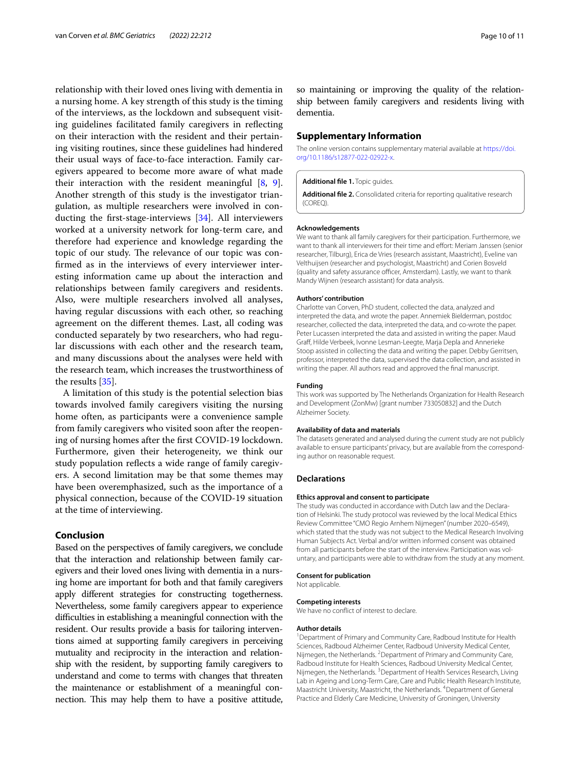relationship with their loved ones living with dementia in a nursing home. A key strength of this study is the timing of the interviews, as the lockdown and subsequent visiting guidelines facilitated family caregivers in reflecting on their interaction with the resident and their pertaining visiting routines, since these guidelines had hindered their usual ways of face-to-face interaction. Family caregivers appeared to become more aware of what made their interaction with the resident meaningful [8, 9]. Another strength of this study is the investigator triangulation, as multiple researchers were involved in conducting the first-stage-interviews [34]. All interviewers worked at a university network for long-term care, and therefore had experience and knowledge regarding the topic of our study. The relevance of our topic was confirmed as in the interviews of every interviewer interesting information came up about the interaction and relationships between family caregivers and residents. Also, were multiple researchers involved all analyses, having regular discussions with each other, so reaching agreement on the different themes. Last, all coding was conducted separately by two researchers, who had regular discussions with each other and the research team, and many discussions about the analyses were held with the research team, which increases the trustworthiness of the results [35].

A limitation of this study is the potential selection bias towards involved family caregivers visiting the nursing home often, as participants were a convenience sample from family caregivers who visited soon after the reopening of nursing homes after the first COVID-19 lockdown. Furthermore, given their heterogeneity, we think our study population reflects a wide range of family caregivers. A second limitation may be that some themes may have been overemphasized, such as the importance of a physical connection, because of the COVID-19 situation at the time of interviewing.

## Conclusion

Based on the perspectives of family caregivers, we conclude that the interaction and relationship between family caregivers and their loved ones living with dementia in a nursing home are important for both and that family caregivers apply different strategies for constructing togetherness. Nevertheless, some family caregivers appear to experience difficulties in establishing a meaningful connection with the resident. Our results provide a basis for tailoring interventions aimed at supporting family caregivers in perceiving mutuality and reciprocity in the interaction and relationship with the resident, by supporting family caregivers to understand and come to terms with changes that threaten the maintenance or establishment of a meaningful connection. This may help them to have a positive attitude, so maintaining or improving the quality of the relationship between family caregivers and residents living with dementia.

## Supplementary Information

The online version contains supplementary material available at https://doi.org/10.1186/s12877-022-02922-x.

**Additional file 1.** Topic guides.

**Additional file 2.** Consolidated criteria for reporting qualitative research (COREQ).

#### Acknowledgements

We want to thank all family caregivers for their participation. Furthermore, we want to thank all interviewers for their time and effort: Meriam Janssen (senior researcher, Tilburg), Erica de Vries (research assistant, Maastricht), Eveline van Velthuijsen (researcher and psychologist, Maastricht) and Corien Bosveld (quality and safety assurance officer, Amsterdam). Lastly, we want to thank Mandy Wijnen (research assistant) for data analysis.

#### Authors' contribution

Charlotte van Corven, PhD student, collected the data, analyzed and interpreted the data, and wrote the paper. Annemiek Bielderman, postdoc researcher, collected the data, interpreted the data, and co-wrote the paper. Peter Lucassen interpreted the data and assisted in writing the paper. Maud Graff, Hilde Verbeek, Ivonne Lesman-Leegte, Marja Depla and Annerieke Stoop assisted in collecting the data and writing the paper. Debby Gerritsen, professor, interpreted the data, supervised the data collection, and assisted in writing the paper. All authors read and approved the final manuscript.

#### Funding

This work was supported by The Netherlands Organization for Health Research and Development (ZonMw) [grant number 733050832] and the Dutch Alzheimer Society.

#### Availability of data and materials

The datasets generated and analysed during the current study are not publicly available to ensure participants' privacy, but are available from the corresponding author on reasonable request.

### Declarations

#### Ethics approval and consent to participate

The study was conducted in accordance with Dutch law and the Declaration of Helsinki. The study protocol was reviewed by the local Medical Ethics Review Committee "CMO Regio Arnhem Nijmegen" (number 2020–6549), which stated that the study was not subject to the Medical Research Involving Human Subjects Act. Verbal and/or written informed consent was obtained from all participants before the start of the interview. Participation was voluntary, and participants were able to withdraw from the study at any moment.

#### Consent for publication

Not applicable.

#### Competing interests

We have no conflict of interest to declare.

#### Author details

[1]Department of Primary and Community Care, Radboud Institute for Health Sciences, Radboud Alzheimer Center, Radboud University Medical Center, Nijmegen, the Netherlands. [2]Department of Primary and Community Care, Radboud Institute for Health Sciences, Radboud University Medical Center, Nijmegen, the Netherlands. [3]Department of Health Services Research, Living Lab in Ageing and Long-Term Care, Care and Public Health Research Institute, Maastricht University, Maastricht, the Netherlands. [4]Department of General Practice and Elderly Care Medicine, University of Groningen, University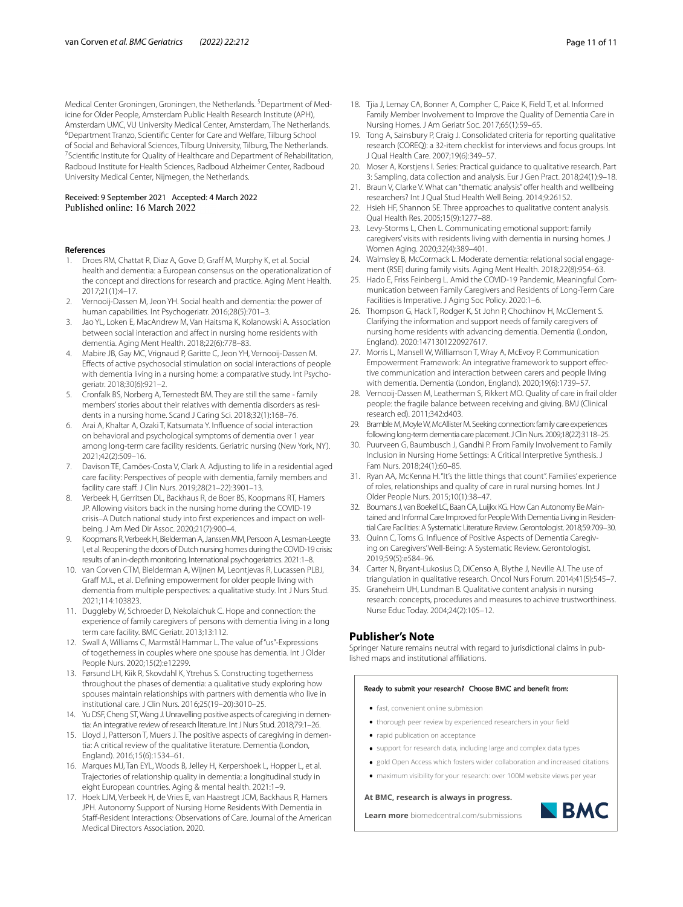Medical Center Groningen, Groningen, the Netherlands. [5]Department of Medicine for Older People, Amsterdam Public Health Research Institute (APH), Amsterdam UMC, VU University Medical Center, Amsterdam, The Netherlands. [6]Department Tranzo, Scientific Center for Care and Welfare, Tilburg School of Social and Behavioral Sciences, Tilburg University, Tilburg, The Netherlands. [7]Scientific Institute for Quality of Healthcare and Department of Rehabilitation, Radboud Institute for Health Sciences, Radboud Alzheimer Center, Radboud University Medical Center, Nijmegen, the Netherlands.

Received: 9 September 2021 Accepted: 4 March 2022
Published online: 16 March 2022

#### References

1. Droes RM, Chattat R, Diaz A, Gove D, Graff M, Murphy K, et al. Social health and dementia: a European consensus on the operationalization of the concept and directions for research and practice. Aging Ment Health. 2017;21(1):4–17.
2. Vernooij-Dassen M, Jeon YH. Social health and dementia: the power of human capabilities. Int Psychogeriatr. 2016;28(5):701–3.
3. Jao YL, Loken E, MacAndrew M, Van Haitsma K, Kolanowski A. Association between social interaction and affect in nursing home residents with dementia. Aging Ment Health. 2018;22(6):778–83.
4. Mabire JB, Gay MC, Vrignaud P, Garitte C, Jeon YH, Vernooij-Dassen M. Effects of active psychosocial stimulation on social interactions of people with dementia living in a nursing home: a comparative study. Int Psychogeriatr. 2018;30(6):921–2.
5. Cronfalk BS, Norberg A, Ternestedt BM. They are still the same - family members' stories about their relatives with dementia disorders as residents in a nursing home. Scand J Caring Sci. 2018;32(1):168–76.
6. Arai A, Khaltar A, Ozaki T, Katsumata Y. Influence of social interaction on behavioral and psychological symptoms of dementia over 1 year among long-term care facility residents. Geriatric nursing (New York, NY). 2021;42(2):509–16.
7. Davison TE, Camões-Costa V, Clark A. Adjusting to life in a residential aged care facility: Perspectives of people with dementia, family members and facility care staff. J Clin Nurs. 2019;28(21–22):3901–13.
8. Verbeek H, Gerritsen DL, Backhaus R, de Boer BS, Koopmans RT, Hamers JP. Allowing visitors back in the nursing home during the COVID-19 crisis–A Dutch national study into first experiences and impact on well-being. J Am Med Dir Assoc. 2020;21(7):900–4.
9. Koopmans R, Verbeek H, Bielderman A, Janssen MM, Persoon A, Lesman-Leegte I, et al. Reopening the doors of Dutch nursing homes during the COVID-19 crisis: results of an in-depth monitoring. International psychogeriatrics. 2021:1–8.
10. van Corven CTM, Bielderman A, Wijnen M, Leontjevas R, Lucassen PLBJ, Graff MJL, et al. Defining empowerment for older people living with dementia from multiple perspectives: a qualitative study. Int J Nurs Stud. 2021;114:103823.
11. Duggleby W, Schroeder D, Nekolaichuk C. Hope and connection: the experience of family caregivers of persons with dementia living in a long term care facility. BMC Geriatr. 2013;13:112.
12. Swall A, Williams C, Marmstål Hammar L. The value of "us"-Expressions of togetherness in couples where one spouse has dementia. Int J Older People Nurs. 2020;15(2):e12299.
13. Førsund LH, Kiik R, Skovdahl K, Ytrehus S. Constructing togetherness throughout the phases of dementia: a qualitative study exploring how spouses maintain relationships with partners with dementia who live in institutional care. J Clin Nurs. 2016;25(19–20):3010–25.
14. Yu DSF, Cheng ST, Wang J. Unravelling positive aspects of caregiving in dementia: An integrative review of research literature. Int J Nurs Stud. 2018;79:1–26.
15. Lloyd J, Patterson T, Muers J. The positive aspects of caregiving in dementia: A critical review of the qualitative literature. Dementia (London, England). 2016;15(6):1534–61.
16. Marques MJ, Tan EYL, Woods B, Jelley H, Kerpershoek L, Hopper L, et al. Trajectories of relationship quality in dementia: a longitudinal study in eight European countries. Aging & mental health. 2021:1–9.
17. Hoek LJM, Verbeek H, de Vries E, van Haastregt JCM, Backhaus R, Hamers JPH. Autonomy Support of Nursing Home Residents With Dementia in Staff-Resident Interactions: Observations of Care. Journal of the American Medical Directors Association. 2020.
18. Tjia J, Lemay CA, Bonner A, Compher C, Paice K, Field T, et al. Informed Family Member Involvement to Improve the Quality of Dementia Care in Nursing Homes. J Am Geriatr Soc. 2017;65(1):59–65.
19. Tong A, Sainsbury P, Craig J. Consolidated criteria for reporting qualitative research (COREQ): a 32-item checklist for interviews and focus groups. Int J Qual Health Care. 2007;19(6):349–57.
20. Moser A, Korstjens I. Series: Practical guidance to qualitative research. Part 3: Sampling, data collection and analysis. Eur J Gen Pract. 2018;24(1):9–18.
21. Braun V, Clarke V. What can "thematic analysis" offer health and wellbeing researchers? Int J Qual Stud Health Well Being. 2014;9:26152.
22. Hsieh HF, Shannon SE. Three approaches to qualitative content analysis. Qual Health Res. 2005;15(9):1277–88.
23. Levy-Storms L, Chen L. Communicating emotional support: family caregivers' visits with residents living with dementia in nursing homes. J Women Aging. 2020;32(4):389–401.
24. Walmsley B, McCormack L. Moderate dementia: relational social engagement (RSE) during family visits. Aging Ment Health. 2018;22(8):954–63.
25. Hado E, Friss Feinberg L. Amid the COVID-19 Pandemic, Meaningful Communication between Family Caregivers and Residents of Long-Term Care Facilities is Imperative. J Aging Soc Policy. 2020:1–6.
26. Thompson G, Hack T, Rodger K, St John P, Chochinov H, McClement S. Clarifying the information and support needs of family caregivers of nursing home residents with advancing dementia. Dementia (London, England). 2020:1471301220927617.
27. Morris L, Mansell W, Williamson T, Wray A, McEvoy P. Communication Empowerment Framework: An integrative framework to support effective communication and interaction between carers and people living with dementia. Dementia (London, England). 2020;19(6):1739–57.
28. Vernooij-Dassen M, Leatherman S, Rikkert MO. Quality of care in frail older people: the fragile balance between receiving and giving. BMJ (Clinical research ed). 2011;342:d403.
29. Bramble M, Moyle W, McAllister M. Seeking connection: family care experiences following long-term dementia care placement. J Clin Nurs. 2009;18(22):3118–25.
30. Puurveen G, Baumbusch J, Gandhi P. From Family Involvement to Family Inclusion in Nursing Home Settings: A Critical Interpretive Synthesis. J Fam Nurs. 2018;24(1):60–85.
31. Ryan AA, McKenna H. "It's the little things that count". Families' experience of roles, relationships and quality of care in rural nursing homes. Int J Older People Nurs. 2015;10(1):38–47.
32. Boumans J, van Boekel LC, Baan CA, Luijkx KG. How Can Autonomy Be Maintained and Informal Care Improved for People With Dementia Living in Residential Care Facilities: A Systematic Literature Review. Gerontologist. 2018;59:709–30.
33. Quinn C, Toms G. Influence of Positive Aspects of Dementia Caregiving on Caregivers' Well-Being: A Systematic Review. Gerontologist. 2019;59(5):e584–96.
34. Carter N, Bryant-Lukosius D, DiCenso A, Blythe J, Neville AJ. The use of triangulation in qualitative research. Oncol Nurs Forum. 2014;41(5):545–7.
35. Graneheim UH, Lundman B. Qualitative content analysis in nursing research: concepts, procedures and measures to achieve trustworthiness. Nurse Educ Today. 2004;24(2):105–12.

## Publisher's Note

Springer Nature remains neutral with regard to jurisdictional claims in published maps and institutional affiliations.

Ready to submit your research? Choose BMC and benefit from:

- fast, convenient online submission
- thorough peer review by experienced researchers in your field
- rapid publication on acceptance
- support for research data, including large and complex data types
- gold Open Access which fosters wider collaboration and increased citations
- maximum visibility for your research: over 100M website views per year

**At BMC, research is always in progress.**

**Learn more** biomedcentral.com/submissions